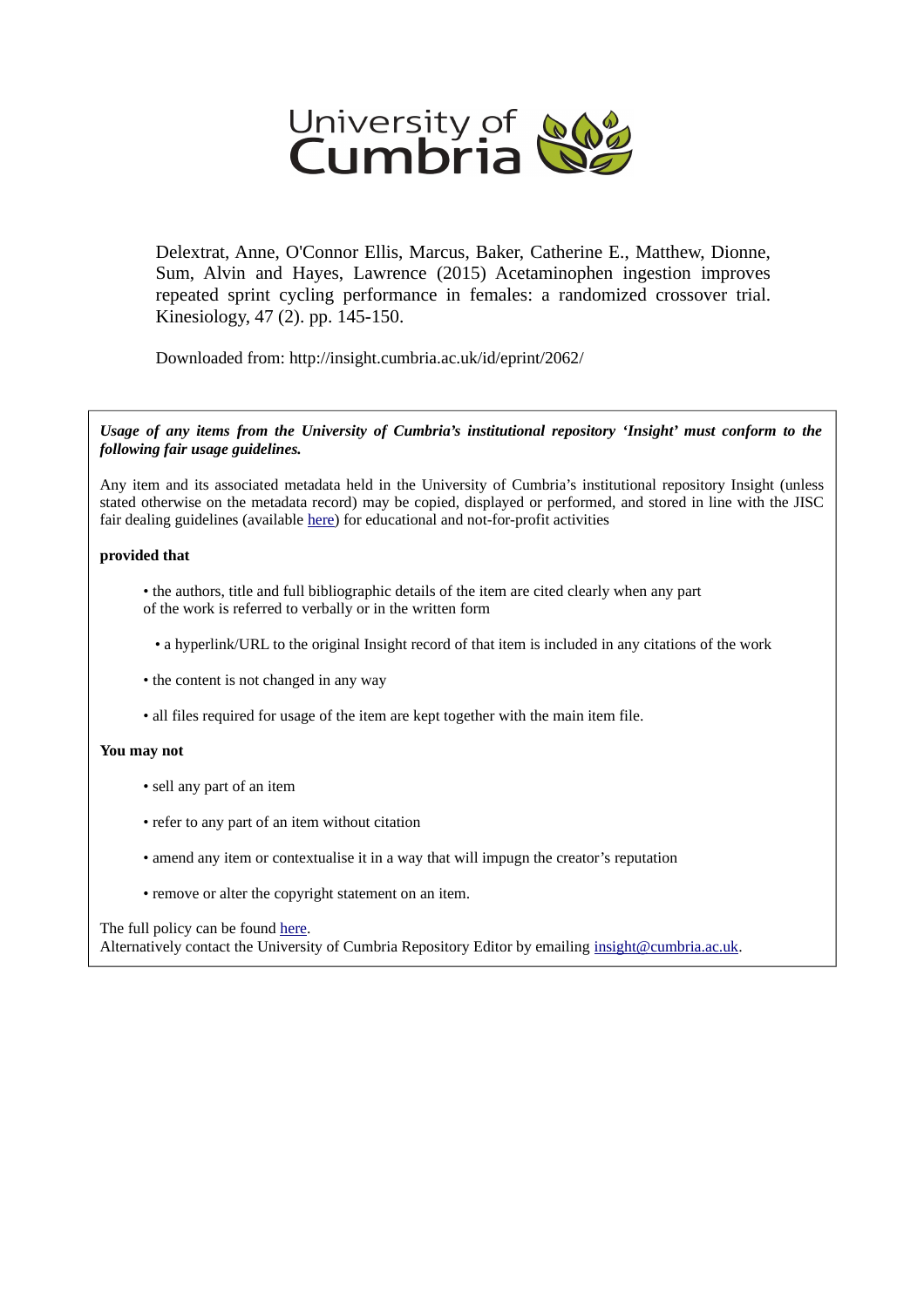University of Cumbria

Delextrat, Anne, O'Connor Ellis, Marcus, Baker, Catherine E., Matthew, Dionne, Sum, Alvin and Hayes, Lawrence (2015) Acetaminophen ingestion improves repeated sprint cycling performance in females: a randomized crossover trial. Kinesiology, 47 (2). pp. 145-150.

Downloaded from: http://insight.cumbria.ac.uk/id/eprint/2062/

***Usage of any items from the University of Cumbria's institutional repository 'Insight' must conform to the following fair usage guidelines.***

Any item and its associated metadata held in the University of Cumbria's institutional repository Insight (unless stated otherwise on the metadata record) may be copied, displayed or performed, and stored in line with the JISC fair dealing guidelines (available here) for educational and not-for-profit activities

**provided that**

- the authors, title and full bibliographic details of the item are cited clearly when any part of the work is referred to verbally or in the written form
- a hyperlink/URL to the original Insight record of that item is included in any citations of the work
- the content is not changed in any way
- all files required for usage of the item are kept together with the main item file.

**You may not**

- sell any part of an item
- refer to any part of an item without citation
- amend any item or contextualise it in a way that will impugn the creator's reputation
- remove or alter the copyright statement on an item.

The full policy can be found here.
Alternatively contact the University of Cumbria Repository Editor by emailing insight@cumbria.ac.uk.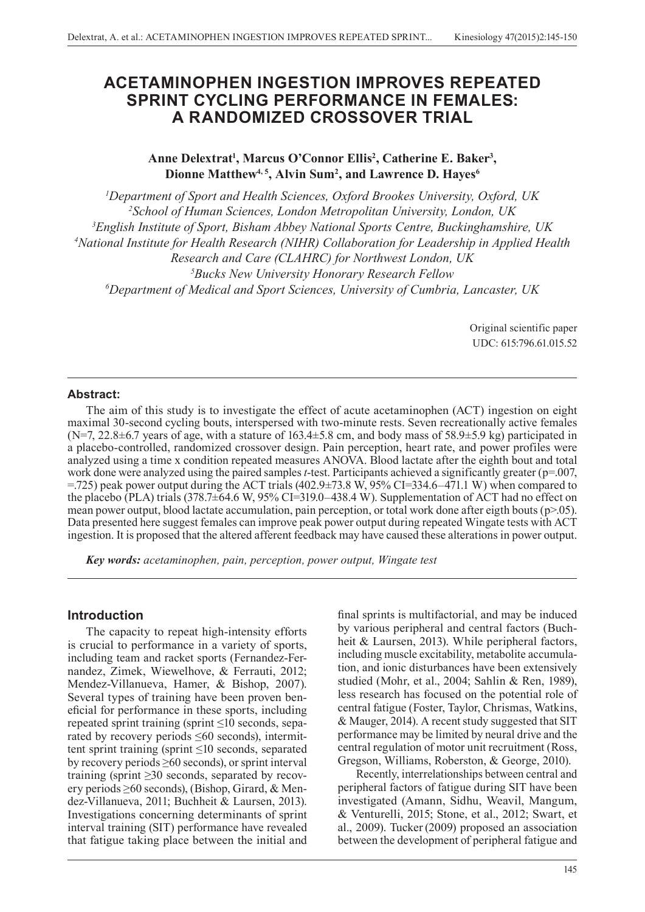# ACETAMINOPHEN INGESTION IMPROVES REPEATED SPRINT CYCLING PERFORMANCE IN FEMALES: A RANDOMIZED CROSSOVER TRIAL

**Anne Delextrat[1], Marcus O'Connor Ellis[2], Catherine E. Baker[3], Dionne Matthew[4, 5], Alvin Sum[2], and Lawrence D. Hayes[6]**

*[1]Department of Sport and Health Sciences, Oxford Brookes University, Oxford, UK*
*[2]School of Human Sciences, London Metropolitan University, London, UK*
*[3]English Institute of Sport, Bisham Abbey National Sports Centre, Buckinghamshire, UK*
*[4]National Institute for Health Research (NIHR) Collaboration for Leadership in Applied Health Research and Care (CLAHRC) for Northwest London, UK*
*[5]Bucks New University Honorary Research Fellow*
*[6]Department of Medical and Sport Sciences, University of Cumbria, Lancaster, UK*

Original scientific paper
UDC: 615:796.61.015.52

## Abstract:

The aim of this study is to investigate the effect of acute acetaminophen (ACT) ingestion on eight maximal 30-second cycling bouts, interspersed with two-minute rests. Seven recreationally active females (N=7, 22.8±6.7 years of age, with a stature of 163.4±5.8 cm, and body mass of 58.9±5.9 kg) participated in a placebo-controlled, randomized crossover design. Pain perception, heart rate, and power profiles were analyzed using a time x condition repeated measures ANOVA. Blood lactate after the eighth bout and total work done were analyzed using the paired samples *t*-test. Participants achieved a significantly greater (p=.007, =.725) peak power output during the ACT trials (402.9±73.8 W, 95% CI=334.6–471.1 W) when compared to the placebo (PLA) trials (378.7±64.6 W, 95% CI=319.0–438.4 W). Supplementation of ACT had no effect on mean power output, blood lactate accumulation, pain perception, or total work done after eigth bouts (p>.05). Data presented here suggest females can improve peak power output during repeated Wingate tests with ACT ingestion. It is proposed that the altered afferent feedback may have caused these alterations in power output.

***Key words:** acetaminophen, pain, perception, power output, Wingate test*

## Introduction

The capacity to repeat high-intensity efforts is crucial to performance in a variety of sports, including team and racket sports (Fernandez-Fernandez, Zimek, Wiewelhove, & Ferrauti, 2012; Mendez-Villanueva, Hamer, & Bishop, 2007). Several types of training have been proven beneficial for performance in these sports, including repeated sprint training (sprint ≤10 seconds, separated by recovery periods ≤60 seconds), intermittent sprint training (sprint ≤10 seconds, separated by recovery periods ≥60 seconds), or sprint interval training (sprint ≥30 seconds, separated by recovery periods ≥60 seconds), (Bishop, Girard, & Mendez-Villanueva, 2011; Buchheit & Laursen, 2013). Investigations concerning determinants of sprint interval training (SIT) performance have revealed that fatigue taking place between the initial and final sprints is multifactorial, and may be induced by various peripheral and central factors (Buchheit & Laursen, 2013). While peripheral factors, including muscle excitability, metabolite accumulation, and ionic disturbances have been extensively studied (Mohr, et al., 2004; Sahlin & Ren, 1989), less research has focused on the potential role of central fatigue (Foster, Taylor, Chrismas, Watkins, & Mauger, 2014). A recent study suggested that SIT performance may be limited by neural drive and the central regulation of motor unit recruitment (Ross, Gregson, Williams, Roberston, & George, 2010).

Recently, interrelationships between central and peripheral factors of fatigue during SIT have been investigated (Amann, Sidhu, Weavil, Mangum, & Venturelli, 2015; Stone, et al., 2012; Swart, et al., 2009). Tucker (2009) proposed an association between the development of peripheral fatigue and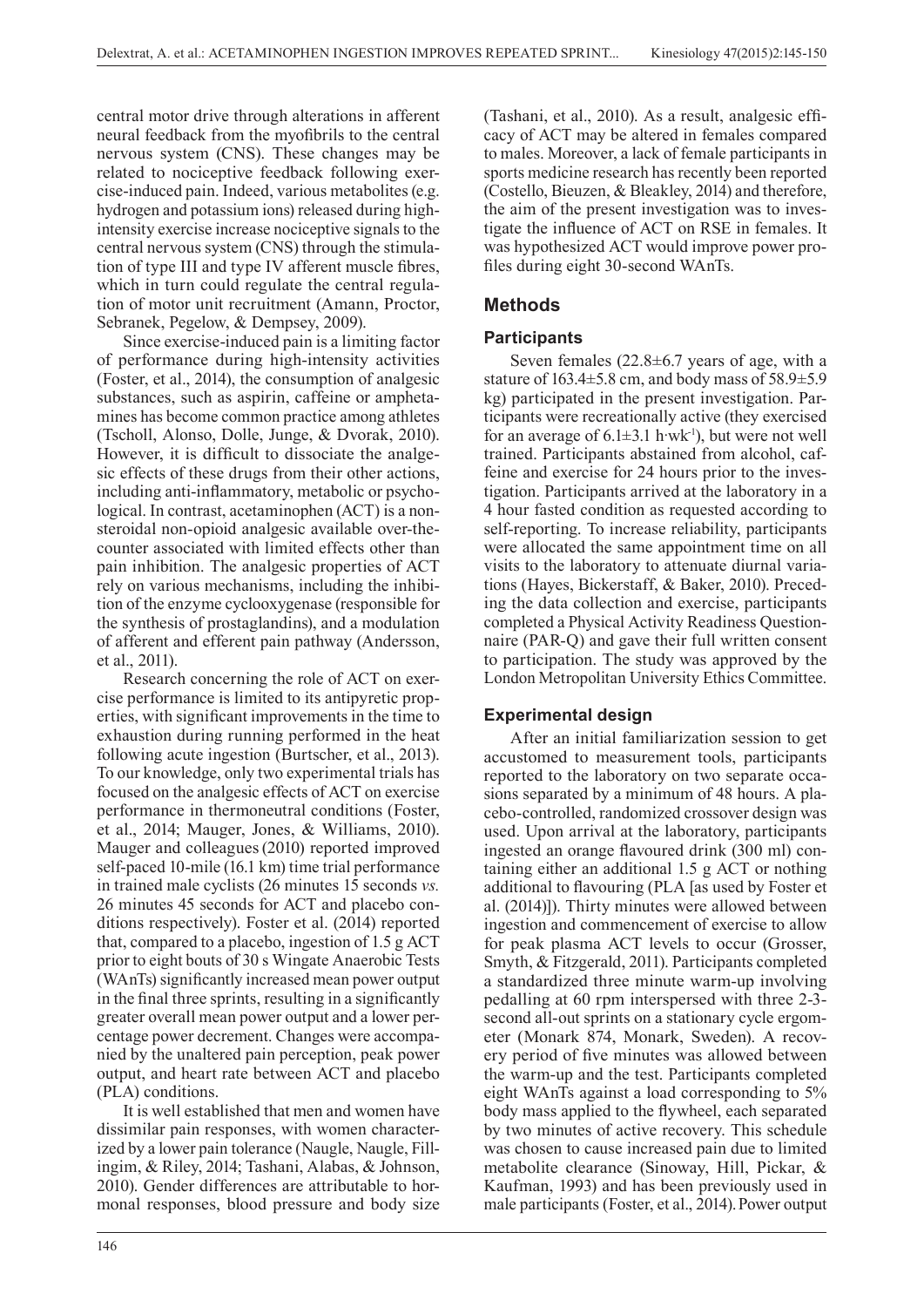central motor drive through alterations in afferent neural feedback from the myofibrils to the central nervous system (CNS). These changes may be related to nociceptive feedback following exercise-induced pain. Indeed, various metabolites (e.g. hydrogen and potassium ions) released during high-intensity exercise increase nociceptive signals to the central nervous system (CNS) through the stimulation of type III and type IV afferent muscle fibres, which in turn could regulate the central regulation of motor unit recruitment (Amann, Proctor, Sebranek, Pegelow, & Dempsey, 2009).

Since exercise-induced pain is a limiting factor of performance during high-intensity activities (Foster, et al., 2014), the consumption of analgesic substances, such as aspirin, caffeine or amphetamines has become common practice among athletes (Tscholl, Alonso, Dolle, Junge, & Dvorak, 2010). However, it is difficult to dissociate the analgesic effects of these drugs from their other actions, including anti-inflammatory, metabolic or psychological. In contrast, acetaminophen (ACT) is a non-steroidal non-opioid analgesic available over-the-counter associated with limited effects other than pain inhibition. The analgesic properties of ACT rely on various mechanisms, including the inhibition of the enzyme cyclooxygenase (responsible for the synthesis of prostaglandins), and a modulation of afferent and efferent pain pathway (Andersson, et al., 2011).

Research concerning the role of ACT on exercise performance is limited to its antipyretic properties, with significant improvements in the time to exhaustion during running performed in the heat following acute ingestion (Burtscher, et al., 2013). To our knowledge, only two experimental trials has focused on the analgesic effects of ACT on exercise performance in thermoneutral conditions (Foster, et al., 2014; Mauger, Jones, & Williams, 2010). Mauger and colleagues (2010) reported improved self-paced 10-mile (16.1 km) time trial performance in trained male cyclists (26 minutes 15 seconds *vs.* 26 minutes 45 seconds for ACT and placebo conditions respectively). Foster et al. (2014) reported that, compared to a placebo, ingestion of 1.5 g ACT prior to eight bouts of 30 s Wingate Anaerobic Tests (WAnTs) significantly increased mean power output in the final three sprints, resulting in a significantly greater overall mean power output and a lower percentage power decrement. Changes were accompanied by the unaltered pain perception, peak power output, and heart rate between ACT and placebo (PLA) conditions.

It is well established that men and women have dissimilar pain responses, with women characterized by a lower pain tolerance (Naugle, Naugle, Fillingim, & Riley, 2014; Tashani, Alabas, & Johnson, 2010). Gender differences are attributable to hormonal responses, blood pressure and body size (Tashani, et al., 2010). As a result, analgesic efficacy of ACT may be altered in females compared to males. Moreover, a lack of female participants in sports medicine research has recently been reported (Costello, Bieuzen, & Bleakley, 2014) and therefore, the aim of the present investigation was to investigate the influence of ACT on RSE in females. It was hypothesized ACT would improve power profiles during eight 30-second WAnTs.

## Methods

### Participants

Seven females (22.8±6.7 years of age, with a stature of 163.4±5.8 cm, and body mass of 58.9±5.9 kg) participated in the present investigation. Participants were recreationally active (they exercised for an average of 6.1±3.1 h·wk$^{-1}$), but were not well trained. Participants abstained from alcohol, caffeine and exercise for 24 hours prior to the investigation. Participants arrived at the laboratory in a 4 hour fasted condition as requested according to self-reporting. To increase reliability, participants were allocated the same appointment time on all visits to the laboratory to attenuate diurnal variations (Hayes, Bickerstaff, & Baker, 2010). Preceding the data collection and exercise, participants completed a Physical Activity Readiness Questionnaire (PAR-Q) and gave their full written consent to participation. The study was approved by the London Metropolitan University Ethics Committee.

### Experimental design

After an initial familiarization session to get accustomed to measurement tools, participants reported to the laboratory on two separate occasions separated by a minimum of 48 hours. A placebo-controlled, randomized crossover design was used. Upon arrival at the laboratory, participants ingested an orange flavoured drink (300 ml) containing either an additional 1.5 g ACT or nothing additional to flavouring (PLA [as used by Foster et al. (2014)]). Thirty minutes were allowed between ingestion and commencement of exercise to allow for peak plasma ACT levels to occur (Grosser, Smyth, & Fitzgerald, 2011). Participants completed a standardized three minute warm-up involving pedalling at 60 rpm interspersed with three 2-3-second all-out sprints on a stationary cycle ergometer (Monark 874, Monark, Sweden). A recovery period of five minutes was allowed between the warm-up and the test. Participants completed eight WAnTs against a load corresponding to 5% body mass applied to the flywheel, each separated by two minutes of active recovery. This schedule was chosen to cause increased pain due to limited metabolite clearance (Sinoway, Hill, Pickar, & Kaufman, 1993) and has been previously used in male participants (Foster, et al., 2014). Power output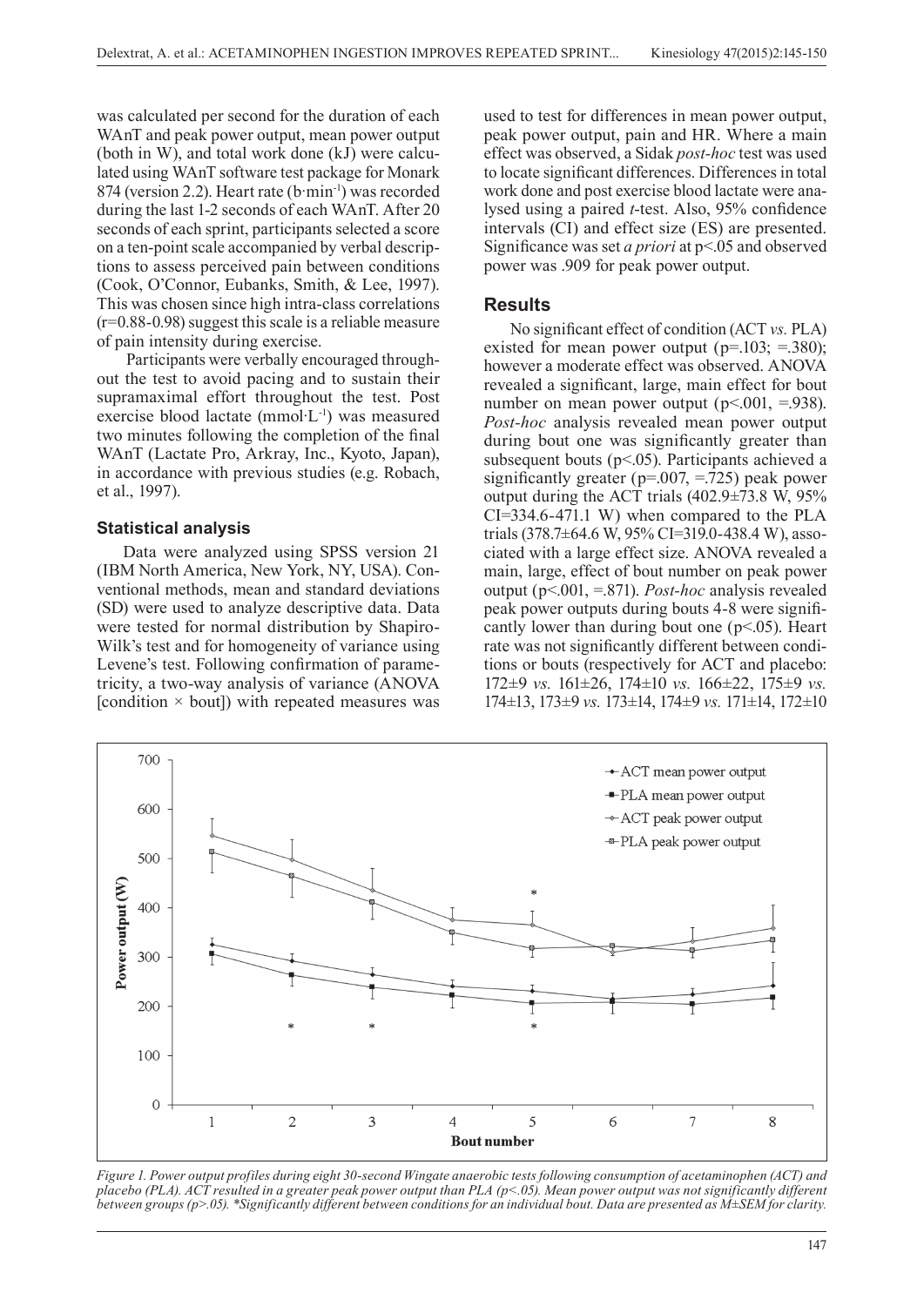was calculated per second for the duration of each WAnT and peak power output, mean power output (both in W), and total work done (kJ) were calculated using WAnT software test package for Monark 874 (version 2.2). Heart rate (b·min$^{-1}$) was recorded during the last 1-2 seconds of each WAnT. After 20 seconds of each sprint, participants selected a score on a ten-point scale accompanied by verbal descriptions to assess perceived pain between conditions (Cook, O'Connor, Eubanks, Smith, & Lee, 1997). This was chosen since high intra-class correlations (r=0.88-0.98) suggest this scale is a reliable measure of pain intensity during exercise.

Participants were verbally encouraged throughout the test to avoid pacing and to sustain their supramaximal effort throughout the test. Post exercise blood lactate (mmol·L$^{-1}$) was measured two minutes following the completion of the final WAnT (Lactate Pro, Arkray, Inc., Kyoto, Japan), in accordance with previous studies (e.g. Robach, et al., 1997).

### Statistical analysis

Data were analyzed using SPSS version 21 (IBM North America, New York, NY, USA). Conventional methods, mean and standard deviations (SD) were used to analyze descriptive data. Data were tested for normal distribution by Shapiro-Wilk's test and for homogeneity of variance using Levene's test. Following confirmation of parametricity, a two-way analysis of variance (ANOVA [condition × bout]) with repeated measures was used to test for differences in mean power output, peak power output, pain and HR. Where a main effect was observed, a Sidak *post-hoc* test was used to locate significant differences. Differences in total work done and post exercise blood lactate were analysed using a paired *t*-test. Also, 95% confidence intervals (CI) and effect size (ES) are presented. Significance was set *a priori* at p<.05 and observed power was .909 for peak power output.

## Results

No significant effect of condition (ACT *vs.* PLA) existed for mean power output (p=.103; =.380); however a moderate effect was observed. ANOVA revealed a significant, large, main effect for bout number on mean power output (p<.001, =.938). *Post-hoc* analysis revealed mean power output during bout one was significantly greater than subsequent bouts (p<.05). Participants achieved a significantly greater (p=.007, =.725) peak power output during the ACT trials (402.9±73.8 W, 95% CI=334.6-471.1 W) when compared to the PLA trials (378.7±64.6 W, 95% CI=319.0-438.4 W), associated with a large effect size. ANOVA revealed a main, large, effect of bout number on peak power output (p<.001, =.871). *Post-hoc* analysis revealed peak power outputs during bouts 4-8 were significantly lower than during bout one (p<.05). Heart rate was not significantly different between conditions or bouts (respectively for ACT and placebo: 172±9 *vs.* 161±26, 174±10 *vs.* 166±22, 175±9 *vs.* 174±13, 173±9 *vs.* 173±14, 174±9 *vs.* 171±14, 172±10

*Figure 1. Power output profiles during eight 30-second Wingate anaerobic tests following consumption of acetaminophen (ACT) and placebo (PLA). ACT resulted in a greater peak power output than PLA (p<.05). Mean power output was not significantly different between groups (p>.05). *Significantly different between conditions for an individual bout. Data are presented as M±SEM for clarity.*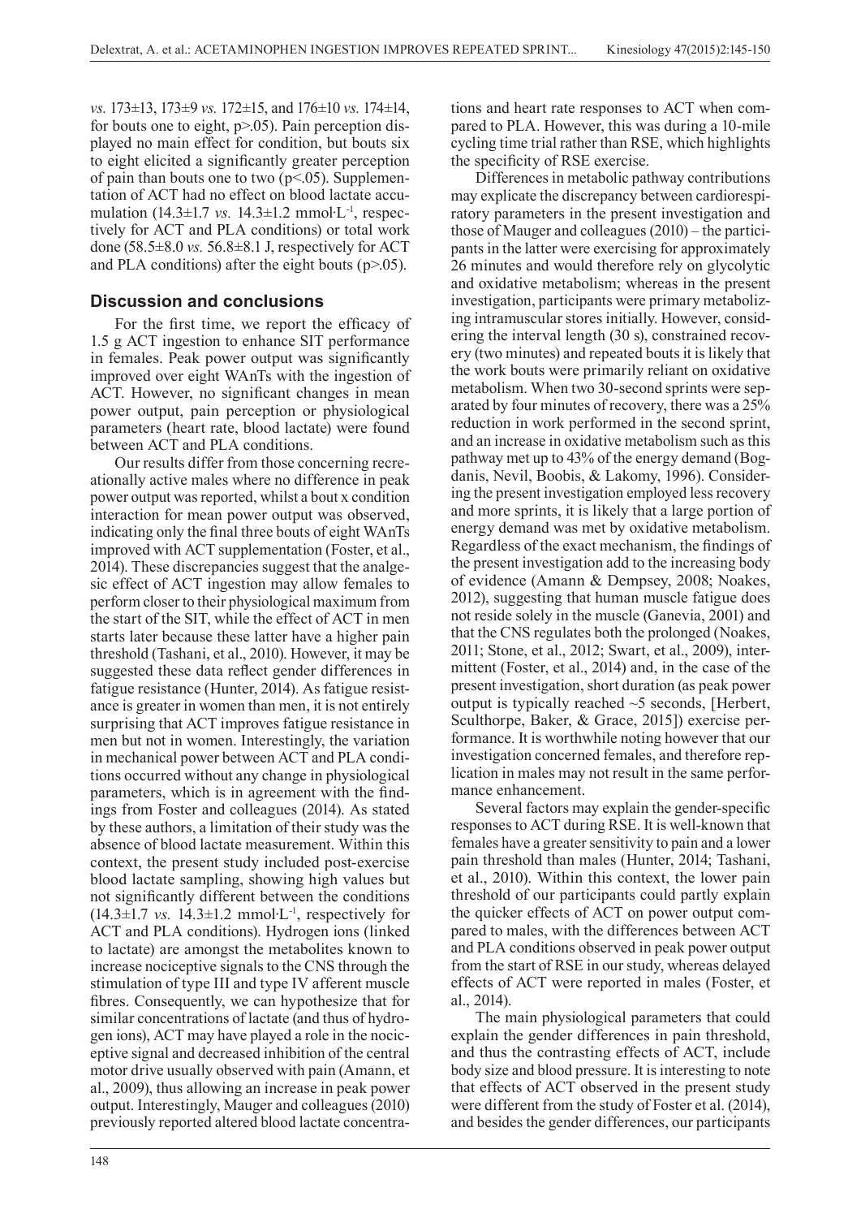*vs.* 173±13, 173±9 *vs.* 172±15, and 176±10 *vs.* 174±14, for bouts one to eight, p>.05). Pain perception displayed no main effect for condition, but bouts six to eight elicited a significantly greater perception of pain than bouts one to two (p<.05). Supplementation of ACT had no effect on blood lactate accumulation (14.3±1.7 *vs.* 14.3±1.2 mmol·L$^{-1}$, respectively for ACT and PLA conditions) or total work done (58.5±8.0 *vs.* 56.8±8.1 J, respectively for ACT and PLA conditions) after the eight bouts (p>.05).

## Discussion and conclusions

For the first time, we report the efficacy of 1.5 g ACT ingestion to enhance SIT performance in females. Peak power output was significantly improved over eight WAnTs with the ingestion of ACT. However, no significant changes in mean power output, pain perception or physiological parameters (heart rate, blood lactate) were found between ACT and PLA conditions.

Our results differ from those concerning recreationally active males where no difference in peak power output was reported, whilst a bout x condition interaction for mean power output was observed, indicating only the final three bouts of eight WAnTs improved with ACT supplementation (Foster, et al., 2014). These discrepancies suggest that the analgesic effect of ACT ingestion may allow females to perform closer to their physiological maximum from the start of the SIT, while the effect of ACT in men starts later because these latter have a higher pain threshold (Tashani, et al., 2010). However, it may be suggested these data reflect gender differences in fatigue resistance (Hunter, 2014). As fatigue resistance is greater in women than men, it is not entirely surprising that ACT improves fatigue resistance in men but not in women. Interestingly, the variation in mechanical power between ACT and PLA conditions occurred without any change in physiological parameters, which is in agreement with the findings from Foster and colleagues (2014). As stated by these authors, a limitation of their study was the absence of blood lactate measurement. Within this context, the present study included post-exercise blood lactate sampling, showing high values but not significantly different between the conditions (14.3±1.7 *vs.* 14.3±1.2 mmol·L$^{-1}$, respectively for ACT and PLA conditions). Hydrogen ions (linked to lactate) are amongst the metabolites known to increase nociceptive signals to the CNS through the stimulation of type III and type IV afferent muscle fibres. Consequently, we can hypothesize that for similar concentrations of lactate (and thus of hydrogen ions), ACT may have played a role in the nociceptive signal and decreased inhibition of the central motor drive usually observed with pain (Amann, et al., 2009), thus allowing an increase in peak power output. Interestingly, Mauger and colleagues (2010) previously reported altered blood lactate concentrations and heart rate responses to ACT when compared to PLA. However, this was during a 10-mile cycling time trial rather than RSE, which highlights the specificity of RSE exercise.

Differences in metabolic pathway contributions may explicate the discrepancy between cardiorespiratory parameters in the present investigation and those of Mauger and colleagues (2010) – the participants in the latter were exercising for approximately 26 minutes and would therefore rely on glycolytic and oxidative metabolism; whereas in the present investigation, participants were primary metabolizing intramuscular stores initially. However, considering the interval length (30 s), constrained recovery (two minutes) and repeated bouts it is likely that the work bouts were primarily reliant on oxidative metabolism. When two 30-second sprints were separated by four minutes of recovery, there was a 25% reduction in work performed in the second sprint, and an increase in oxidative metabolism such as this pathway met up to 43% of the energy demand (Bogdanis, Nevil, Boobis, & Lakomy, 1996). Considering the present investigation employed less recovery and more sprints, it is likely that a large portion of energy demand was met by oxidative metabolism. Regardless of the exact mechanism, the findings of the present investigation add to the increasing body of evidence (Amann & Dempsey, 2008; Noakes, 2012), suggesting that human muscle fatigue does not reside solely in the muscle (Ganevia, 2001) and that the CNS regulates both the prolonged (Noakes, 2011; Stone, et al., 2012; Swart, et al., 2009), intermittent (Foster, et al., 2014) and, in the case of the present investigation, short duration (as peak power output is typically reached ~5 seconds, [Herbert, Sculthorpe, Baker, & Grace, 2015]) exercise performance. It is worthwhile noting however that our investigation concerned females, and therefore replication in males may not result in the same performance enhancement.

Several factors may explain the gender-specific responses to ACT during RSE. It is well-known that females have a greater sensitivity to pain and a lower pain threshold than males (Hunter, 2014; Tashani, et al., 2010). Within this context, the lower pain threshold of our participants could partly explain the quicker effects of ACT on power output compared to males, with the differences between ACT and PLA conditions observed in peak power output from the start of RSE in our study, whereas delayed effects of ACT were reported in males (Foster, et al., 2014).

The main physiological parameters that could explain the gender differences in pain threshold, and thus the contrasting effects of ACT, include body size and blood pressure. It is interesting to note that effects of ACT observed in the present study were different from the study of Foster et al. (2014), and besides the gender differences, our participants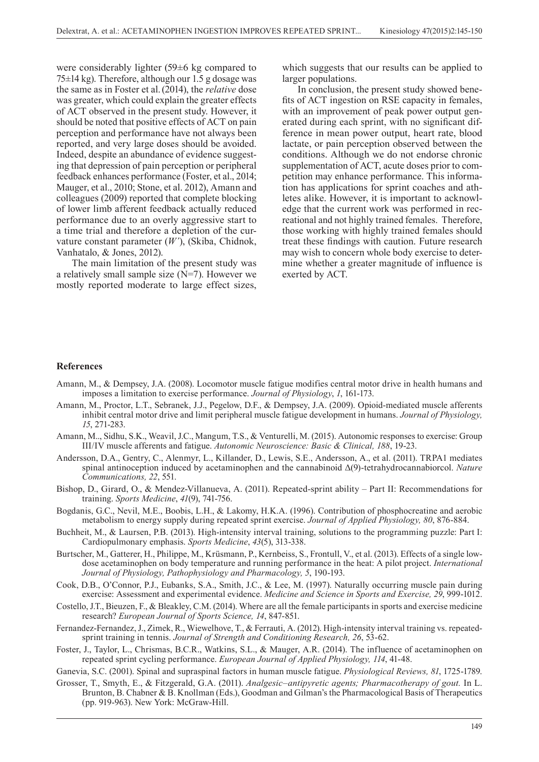were considerably lighter (59±6 kg compared to 75±14 kg). Therefore, although our 1.5 g dosage was the same as in Foster et al. (2014), the *relative* dose was greater, which could explain the greater effects of ACT observed in the present study. However, it should be noted that positive effects of ACT on pain perception and performance have not always been reported, and very large doses should be avoided. Indeed, despite an abundance of evidence suggesting that depression of pain perception or peripheral feedback enhances performance (Foster, et al., 2014; Mauger, et al., 2010; Stone, et al. 2012), Amann and colleagues (2009) reported that complete blocking of lower limb afferent feedback actually reduced performance due to an overly aggressive start to a time trial and therefore a depletion of the curvature constant parameter (*W'*), (Skiba, Chidnok, Vanhatalo, & Jones, 2012).

The main limitation of the present study was a relatively small sample size (N=7). However we mostly reported moderate to large effect sizes, which suggests that our results can be applied to larger populations.

In conclusion, the present study showed benefits of ACT ingestion on RSE capacity in females, with an improvement of peak power output generated during each sprint, with no significant difference in mean power output, heart rate, blood lactate, or pain perception observed between the conditions. Although we do not endorse chronic supplementation of ACT, acute doses prior to competition may enhance performance. This information has applications for sprint coaches and athletes alike. However, it is important to acknowledge that the current work was performed in recreational and not highly trained females. Therefore, those working with highly trained females should treat these findings with caution. Future research may wish to concern whole body exercise to determine whether a greater magnitude of influence is exerted by ACT.

## References

Amann, M., & Dempsey, J.A. (2008). Locomotor muscle fatigue modifies central motor drive in health humans and imposes a limitation to exercise performance. *Journal of Physiology*, *1*, 161-173.

Amann, M., Proctor, L.T., Sebranek, J.J., Pegelow, D.F., & Dempsey, J.A. (2009). Opioid-mediated muscle afferents inhibit central motor drive and limit peripheral muscle fatigue development in humans. *Journal of Physiology, 15*, 271-283.

Amann, M.., Sidhu, S.K., Weavil, J.C., Mangum, T.S., & Venturelli, M. (2015). Autonomic responses to exercise: Group III/IV muscle afferents and fatigue. *Autonomic Neuroscience: Basic & Clinical, 188*, 19-23.

Andersson, D.A., Gentry, C., Alenmyr, L., Killander, D., Lewis, S.E., Andersson, A., et al. (2011). TRPA1 mediates spinal antinoception induced by acetaminophen and the cannabinoid Δ(9)-tetrahydrocannabiorcol. *Nature Communications, 22*, 551.

Bishop, D., Girard, O., & Mendez-Villanueva, A. (2011). Repeated-sprint ability – Part II: Recommendations for training. *Sports Medicine*, *41*(9), 741-756.

Bogdanis, G.C., Nevil, M.E., Boobis, L.H., & Lakomy, H.K.A. (1996). Contribution of phosphocreatine and aerobic metabolism to energy supply during repeated sprint exercise. *Journal of Applied Physiology, 80*, 876-884.

Buchheit, M., & Laursen, P.B. (2013). High-intensity interval training, solutions to the programming puzzle: Part I: Cardiopulmonary emphasis. *Sports Medicine*, *43*(5), 313-338.

Burtscher, M., Gatterer, H., Philippe, M., Krüsmann, P., Kernbeiss, S., Frontull, V., et al. (2013). Effects of a single low-dose acetaminophen on body temperature and running performance in the heat: A pilot project. *International Journal of Physiology, Pathophysiology and Pharmacology, 5*, 190-193.

Cook, D.B., O'Connor, P.J., Eubanks, S.A., Smith, J.C., & Lee, M. (1997). Naturally occurring muscle pain during exercise: Assessment and experimental evidence. *Medicine and Science in Sports and Exercise, 29*, 999-1012.

Costello, J.T., Bieuzen, F., & Bleakley, C.M. (2014). Where are all the female participants in sports and exercise medicine research? *European Journal of Sports Science, 14*, 847-851.

Fernandez-Fernandez, J., Zimek, R., Wiewelhove, T., & Ferrauti, A. (2012). High-intensity interval training vs. repeated-sprint training in tennis. *Journal of Strength and Conditioning Research, 26*, 53-62.

Foster, J., Taylor, L., Chrismas, B.C.R., Watkins, S.L., & Mauger, A.R. (2014). The influence of acetaminophen on repeated sprint cycling performance. *European Journal of Applied Physiology, 114*, 41-48.

Ganevia, S.C. (2001). Spinal and supraspinal factors in human muscle fatigue. *Physiological Reviews, 81*, 1725-1789.

Grosser, T., Smyth, E., & Fitzgerald, G.A. (2011). *Analgesic–antipyretic agents; Pharmacotherapy of gout.* In L. Brunton, B. Chabner & B. Knollman (Eds.), Goodman and Gilman's the Pharmacological Basis of Therapeutics (pp. 919-963). New York: McGraw-Hill.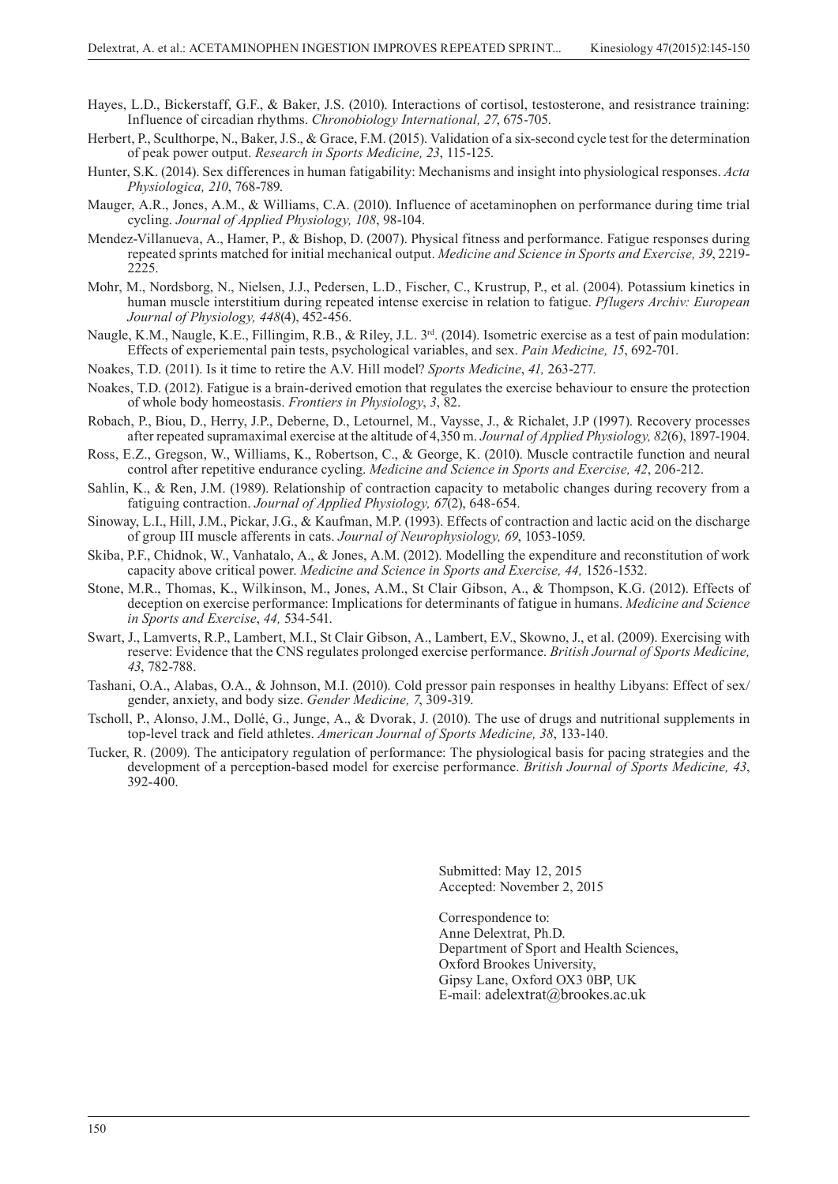Hayes, L.D., Bickerstaff, G.F., & Baker, J.S. (2010). Interactions of cortisol, testosterone, and resistance training: Influence of circadian rhythms. *Chronobiology International, 27*, 675-705.

Herbert, P., Sculthorpe, N., Baker, J.S., & Grace, F.M. (2015). Validation of a six-second cycle test for the determination of peak power output. *Research in Sports Medicine, 23*, 115-125.

Hunter, S.K. (2014). Sex differences in human fatigability: Mechanisms and insight into physiological responses. *Acta Physiologica, 210*, 768-789.

Mauger, A.R., Jones, A.M., & Williams, C.A. (2010). Influence of acetaminophen on performance during time trial cycling. *Journal of Applied Physiology, 108*, 98-104.

Mendez-Villanueva, A., Hamer, P., & Bishop, D. (2007). Physical fitness and performance. Fatigue responses during repeated sprints matched for initial mechanical output. *Medicine and Science in Sports and Exercise, 39*, 2219-2225.

Mohr, M., Nordsborg, N., Nielsen, J.J., Pedersen, L.D., Fischer, C., Krustrup, P., et al. (2004). Potassium kinetics in human muscle interstitium during repeated intense exercise in relation to fatigue. *Pflugers Archiv: European Journal of Physiology, 448*(4), 452-456.

Naugle, K.M., Naugle, K.E., Fillingim, R.B., & Riley, J.L. 3rd. (2014). Isometric exercise as a test of pain modulation: Effects of experiemental pain tests, psychological variables, and sex. *Pain Medicine, 15*, 692-701.

Noakes, T.D. (2011). Is it time to retire the A.V. Hill model? *Sports Medicine*, *41,* 263-277.

Noakes, T.D. (2012). Fatigue is a brain-derived emotion that regulates the exercise behaviour to ensure the protection of whole body homeostasis. *Frontiers in Physiology*, *3*, 82.

Robach, P., Biou, D., Herry, J.P., Deberne, D., Letournel, M., Vaysse, J., & Richalet, J.P (1997). Recovery processes after repeated supramaximal exercise at the altitude of 4,350 m. *Journal of Applied Physiology, 82*(6), 1897-1904.

Ross, E.Z., Gregson, W., Williams, K., Robertson, C., & George, K. (2010). Muscle contractile function and neural control after repetitive endurance cycling. *Medicine and Science in Sports and Exercise, 42*, 206-212.

Sahlin, K., & Ren, J.M. (1989). Relationship of contraction capacity to metabolic changes during recovery from a fatiguing contraction. *Journal of Applied Physiology, 67*(2), 648-654.

Sinoway, L.I., Hill, J.M., Pickar, J.G., & Kaufman, M.P. (1993). Effects of contraction and lactic acid on the discharge of group III muscle afferents in cats. *Journal of Neurophysiology, 69*, 1053-1059.

Skiba, P.F., Chidnok, W., Vanhatalo, A., & Jones, A.M. (2012). Modelling the expenditure and reconstitution of work capacity above critical power. *Medicine and Science in Sports and Exercise, 44,* 1526-1532.

Stone, M.R., Thomas, K., Wilkinson, M., Jones, A.M., St Clair Gibson, A., & Thompson, K.G. (2012). Effects of deception on exercise performance: Implications for determinants of fatigue in humans. *Medicine and Science in Sports and Exercise*, *44,* 534-541.

Swart, J., Lamverts, R.P., Lambert, M.I., St Clair Gibson, A., Lambert, E.V., Skowno, J., et al. (2009). Exercising with reserve: Evidence that the CNS regulates prolonged exercise performance. *British Journal of Sports Medicine, 43*, 782-788.

Tashani, O.A., Alabas, O.A., & Johnson, M.I. (2010). Cold pressor pain responses in healthy Libyans: Effect of sex/gender, anxiety, and body size. *Gender Medicine, 7*, 309-319.

Tscholl, P., Alonso, J.M., Dollé, G., Junge, A., & Dvorak, J. (2010). The use of drugs and nutritional supplements in top-level track and field athletes. *American Journal of Sports Medicine, 38*, 133-140.

Tucker, R. (2009). The anticipatory regulation of performance: The physiological basis for pacing strategies and the development of a perception-based model for exercise performance. *British Journal of Sports Medicine, 43*, 392-400.

Submitted: May 12, 2015
Accepted: November 2, 2015

Correspondence to:
Anne Delextrat, Ph.D.
Department of Sport and Health Sciences,
Oxford Brookes University,
Gipsy Lane, Oxford OX3 0BP, UK
E-mail: adelextrat@brookes.ac.uk